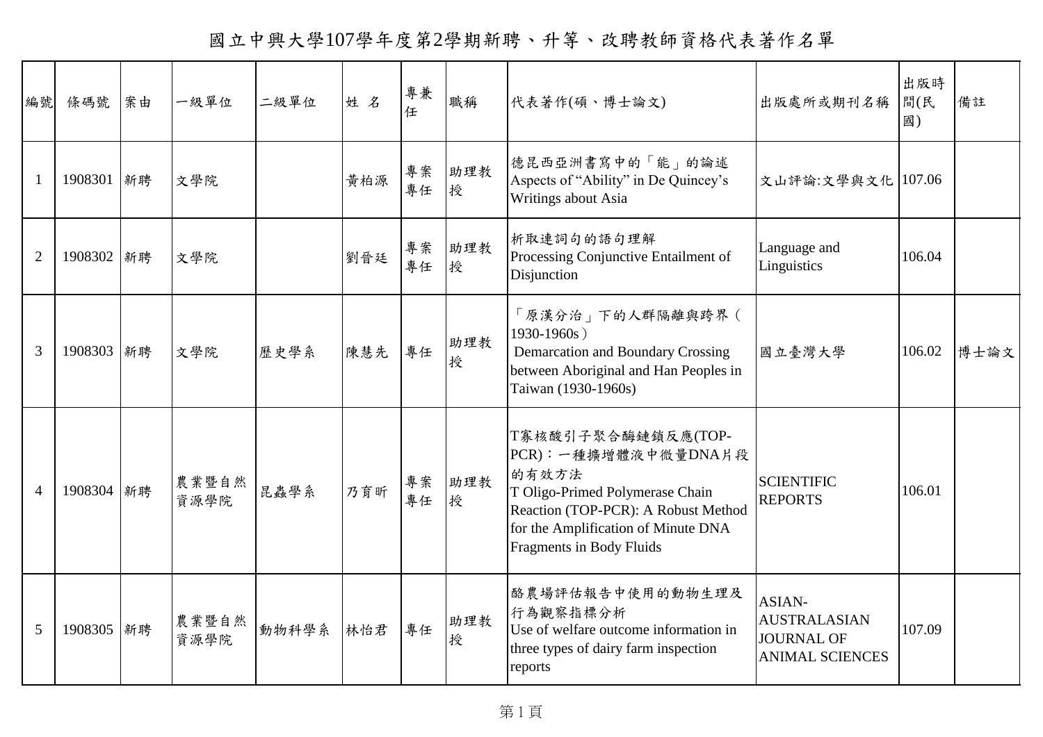# 國立中興大學107學年度第2學期新聘、升等、改聘教師資格代表著作名單

| 編號 | 條碼號 | 案由 | 一級單位 | 二級單位 | 姓 名 | 專兼任 | 職稱 | 代表著作(碩、博士論文) | 出版處所或期刊名稱 | 出版時間(民國) | 備註 |
|---|---|---|---|---|---|---|---|---|---|---|---|
| 1 | 1908301 | 新聘 | 文學院 | | 黃柏源 | 專案專任 | 助理教授 | 德昆西亞洲書寫中的「能」的論述 Aspects of "Ability" in De Quincey's Writings about Asia | 文山評論:文學與文化 | 107.06 | |
| 2 | 1908302 | 新聘 | 文學院 | | 劉晉廷 | 專案專任 | 助理教授 | 析取連詞句的語句理解 Processing Conjunctive Entailment of Disjunction | Language and Linguistics | 106.04 | |
| 3 | 1908303 | 新聘 | 文學院 | 歷史學系 | 陳慧先 | 專任 | 助理教授 | 「原漢分治」下的人群隔離與跨界（1930-1960s） Demarcation and Boundary Crossing between Aboriginal and Han Peoples in Taiwan (1930-1960s) | 國立臺灣大學 | 106.02 | 博士論文 |
| 4 | 1908304 | 新聘 | 農業暨自然資源學院 | 昆蟲學系 | 乃育昕 | 專案專任 | 助理教授 | T寡核酸引子聚合酶鏈鎖反應(TOP-PCR)：一種擴增體液中微量DNA片段的有效方法 T Oligo-Primed Polymerase Chain Reaction (TOP-PCR): A Robust Method for the Amplification of Minute DNA Fragments in Body Fluids | SCIENTIFIC REPORTS | 106.01 | |
| 5 | 1908305 | 新聘 | 農業暨自然資源學院 | 動物科學系 | 林怡君 | 專任 | 助理教授 | 酪農場評估報告中使用的動物生理及行為觀察指標分析 Use of welfare outcome information in three types of dairy farm inspection reports | ASIAN-AUSTRALASIAN JOURNAL OF ANIMAL SCIENCES | 107.09 | |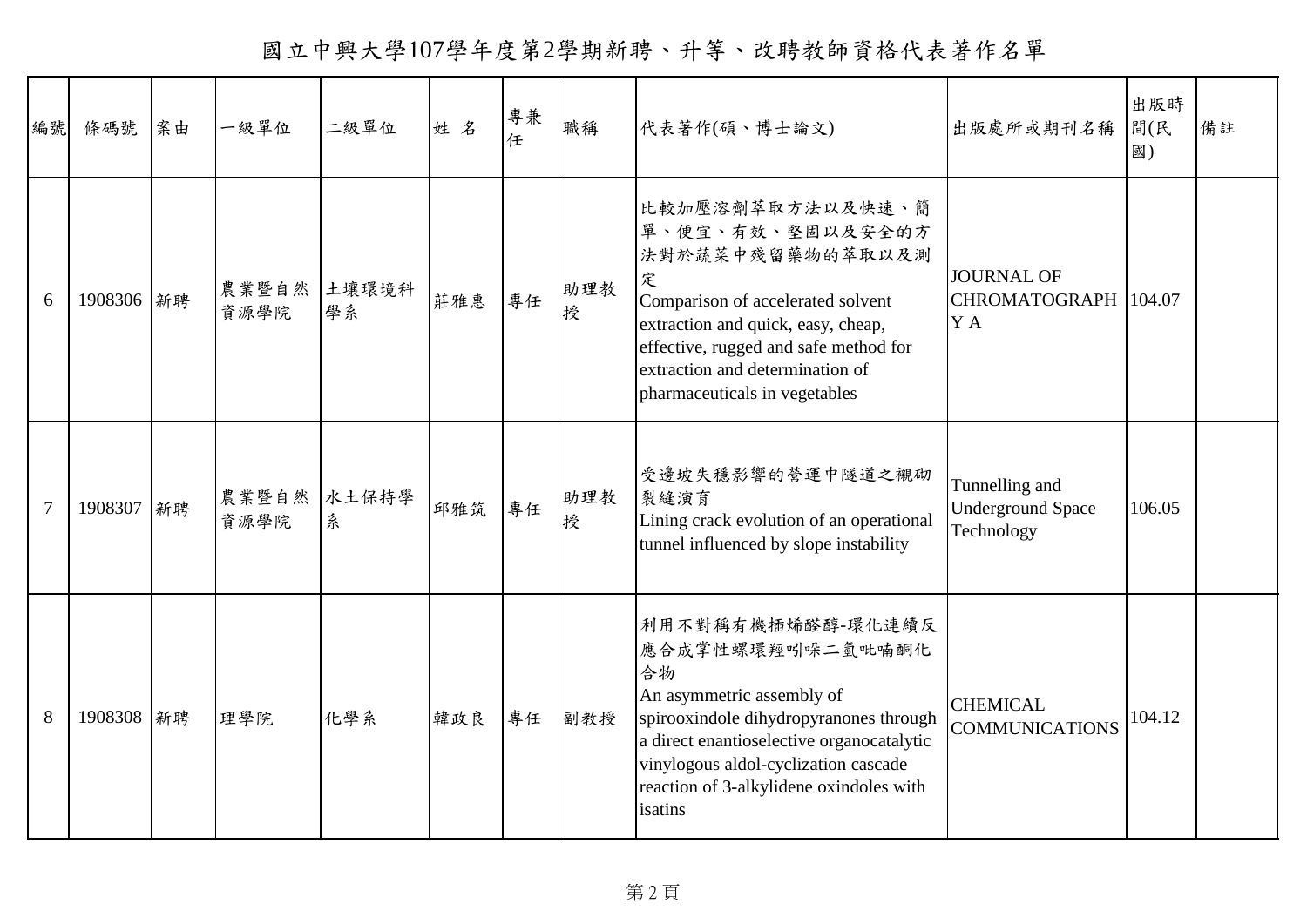# 國立中興大學107學年度第2學期新聘、升等、改聘教師資格代表著作名單

| 編號 | 條碼號 | 案由 | 一級單位 | 二級單位 | 姓 名 | 專兼任 | 職稱 | 代表著作(碩、博士論文) | 出版處所或期刊名稱 | 出版時間(民國) | 備註 |
|---|---|---|---|---|---|---|---|---|---|---|---|
| 6 | 1908306 | 新聘 | 農業暨自然資源學院 | 土壤環境科學系 | 莊雅惠 | 專任 | 助理教授 | 比較加壓溶劑萃取方法以及快速、簡單、便宜、有效、堅固以及安全的方法對於蔬菜中殘留藥物的萃取以及測定 Comparison of accelerated solvent extraction and quick, easy, cheap, effective, rugged and safe method for extraction and determination of pharmaceuticals in vegetables | JOURNAL OF CHROMATOGRAPHY A | 104.07 | |
| 7 | 1908307 | 新聘 | 農業暨自然資源學院 | 水土保持學系 | 邱雅筑 | 專任 | 助理教授 | 受邊坡失穩影響的營運中隧道之襯砌裂縫演育 Lining crack evolution of an operational tunnel influenced by slope instability | Tunnelling and Underground Space Technology | 106.05 | |
| 8 | 1908308 | 新聘 | 理學院 | 化學系 | 韓政良 | 專任 | 副教授 | 利用不對稱有機插烯醛醇-環化連續反應合成掌性螺環羥吲哚二氫吡喃酮化合物 An asymmetric assembly of spirooxindole dihydropyranones through a direct enantioselective organocatalytic vinylogous aldol-cyclization cascade reaction of 3-alkylidene oxindoles with isatins | CHEMICAL COMMUNICATIONS | 104.12 | |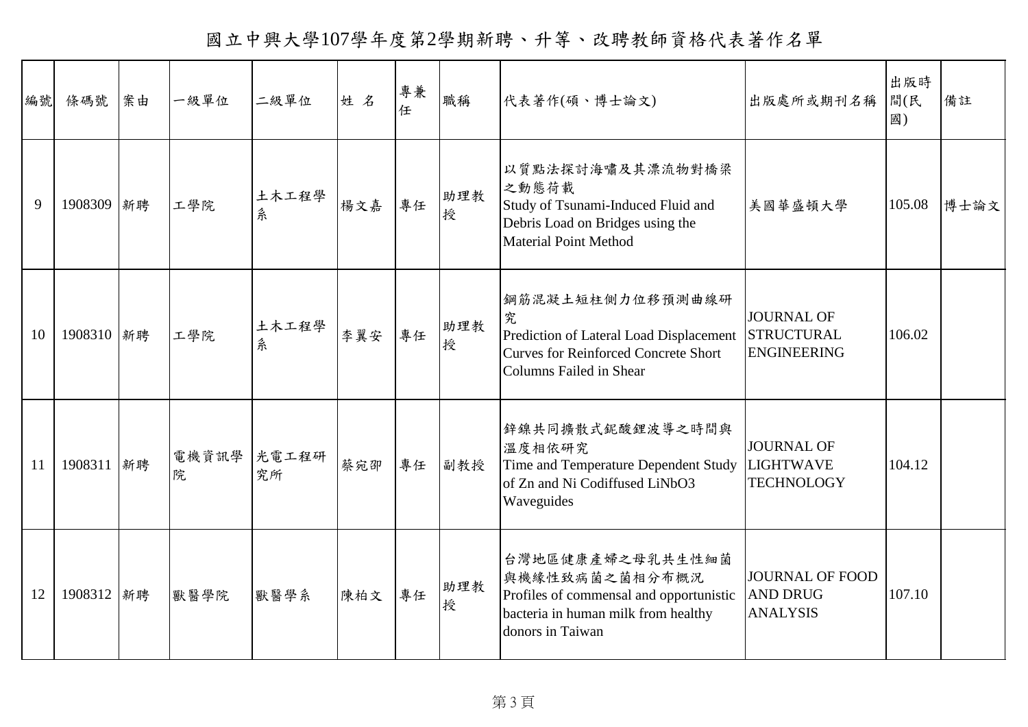# 國立中興大學107學年度第2學期新聘、升等、改聘教師資格代表著作名單

| 編號 | 條碼號 | 案由 | 一級單位 | 二級單位 | 姓 名 | 專兼任 | 職稱 | 代表著作(碩、博士論文) | 出版處所或期刊名稱 | 出版時間(民國) | 備註 |
|---|---|---|---|---|---|---|---|---|---|---|---|
| 9 | 1908309 | 新聘 | 工學院 | 土木工程學系 | 楊文嘉 | 專任 | 助理教授 | 以質點法探討海嘯及其漂流物對橋梁之動態荷載 Study of Tsunami-Induced Fluid and Debris Load on Bridges using the Material Point Method | 美國華盛頓大學 | 105.08 | 博士論文 |
| 10 | 1908310 | 新聘 | 工學院 | 土木工程學系 | 李翼安 | 專任 | 助理教授 | 鋼筋混凝土短柱側力位移預測曲線研究 Prediction of Lateral Load Displacement Curves for Reinforced Concrete Short Columns Failed in Shear | JOURNAL OF STRUCTURAL ENGINEERING | 106.02 | |
| 11 | 1908311 | 新聘 | 電機資訊學院 | 光電工程研究所 | 蔡宛卲 | 專任 | 副教授 | 鋅鎳共同擴散式鈮酸鋰波導之時間與溫度相依研究 Time and Temperature Dependent Study of Zn and Ni Codiffused LiNbO3 Waveguides | JOURNAL OF LIGHTWAVE TECHNOLOGY | 104.12 | |
| 12 | 1908312 | 新聘 | 獸醫學院 | 獸醫學系 | 陳柏文 | 專任 | 助理教授 | 台灣地區健康產婦之母乳共生性細菌與機緣性致病菌之菌相分布概況 Profiles of commensal and opportunistic bacteria in human milk from healthy donors in Taiwan | JOURNAL OF FOOD AND DRUG ANALYSIS | 107.10 | |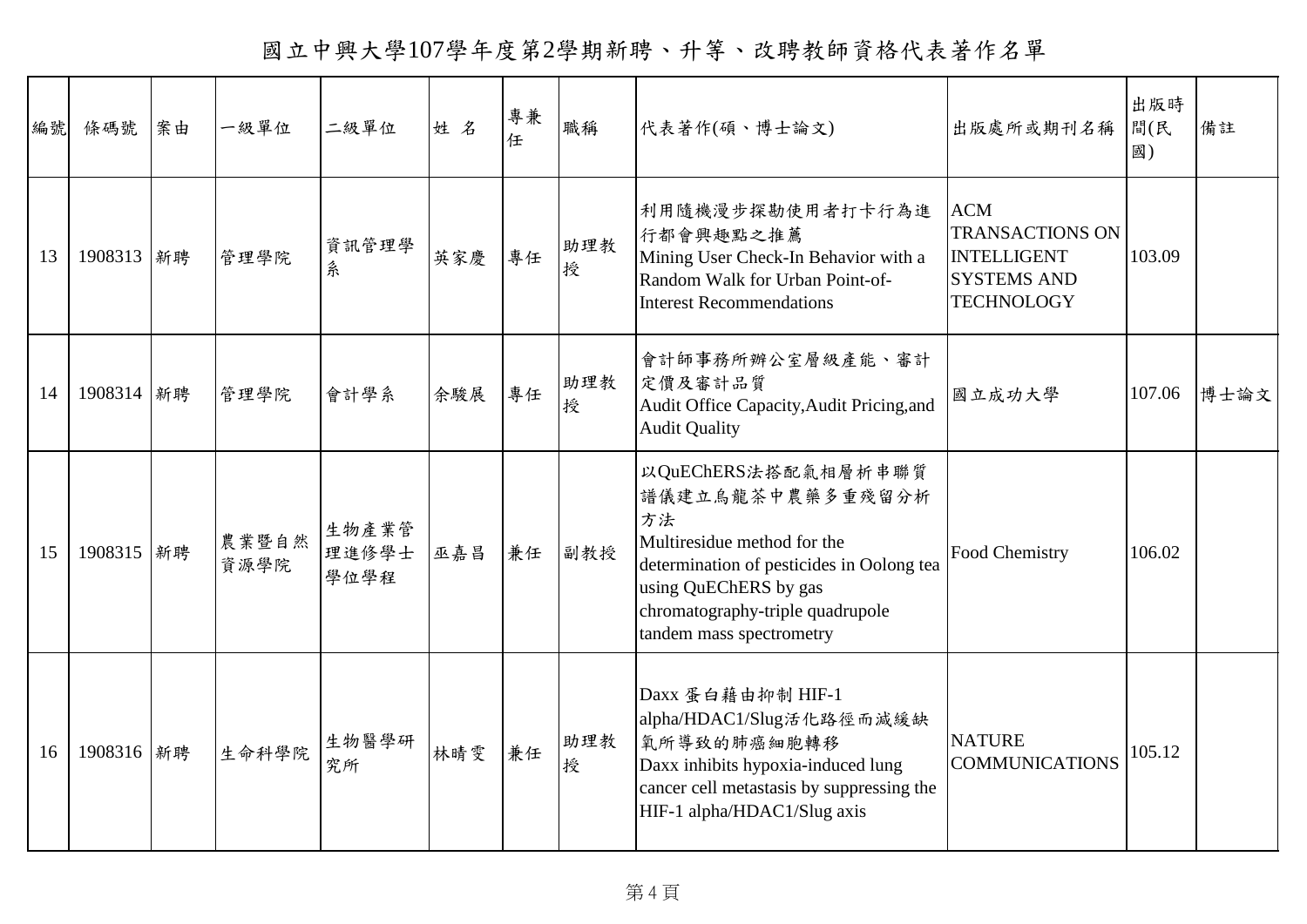# 國立中興大學107學年度第2學期新聘、升等、改聘教師資格代表著作名單

| 編號 | 條碼號 | 案由 | 一級單位 | 二級單位 | 姓 名 | 專兼任 | 職稱 | 代表著作(碩、博士論文) | 出版處所或期刊名稱 | 出版時間(民國) | 備註 |
|---|---|---|---|---|---|---|---|---|---|---|---|
| 13 | 1908313 | 新聘 | 管理學院 | 資訊管理學系 | 英家慶 | 專任 | 助理教授 | 利用隨機漫步探勘使用者打卡行為進行都會興趣點之推薦 Mining User Check-In Behavior with a Random Walk for Urban Point-of-Interest Recommendations | ACM TRANSACTIONS ON INTELLIGENT SYSTEMS AND TECHNOLOGY | 103.09 | |
| 14 | 1908314 | 新聘 | 管理學院 | 會計學系 | 余駿展 | 專任 | 助理教授 | 會計師事務所辦公室層級產能、審計定價及審計品質 Audit Office Capacity,Audit Pricing,and Audit Quality | 國立成功大學 | 107.06 | 博士論文 |
| 15 | 1908315 | 新聘 | 農業暨自然資源學院 | 生物產業管理進修學士學位學程 | 巫嘉昌 | 兼任 | 副教授 | 以QuEChERS法搭配氣相層析串聯質譜儀建立烏龍茶中農藥多重殘留分析方法 Multiresidue method for the determination of pesticides in Oolong tea using QuEChERS by gas chromatography-triple quadrupole tandem mass spectrometry | Food Chemistry | 106.02 | |
| 16 | 1908316 | 新聘 | 生命科學院 | 生物醫學研究所 | 林晴雯 | 兼任 | 助理教授 | Daxx 蛋白藉由抑制 HIF-1 alpha/HDAC1/Slug活化路徑而減緩缺氧所導致的肺癌細胞轉移 Daxx inhibits hypoxia-induced lung cancer cell metastasis by suppressing the HIF-1 alpha/HDAC1/Slug axis | NATURE COMMUNICATIONS | 105.12 | |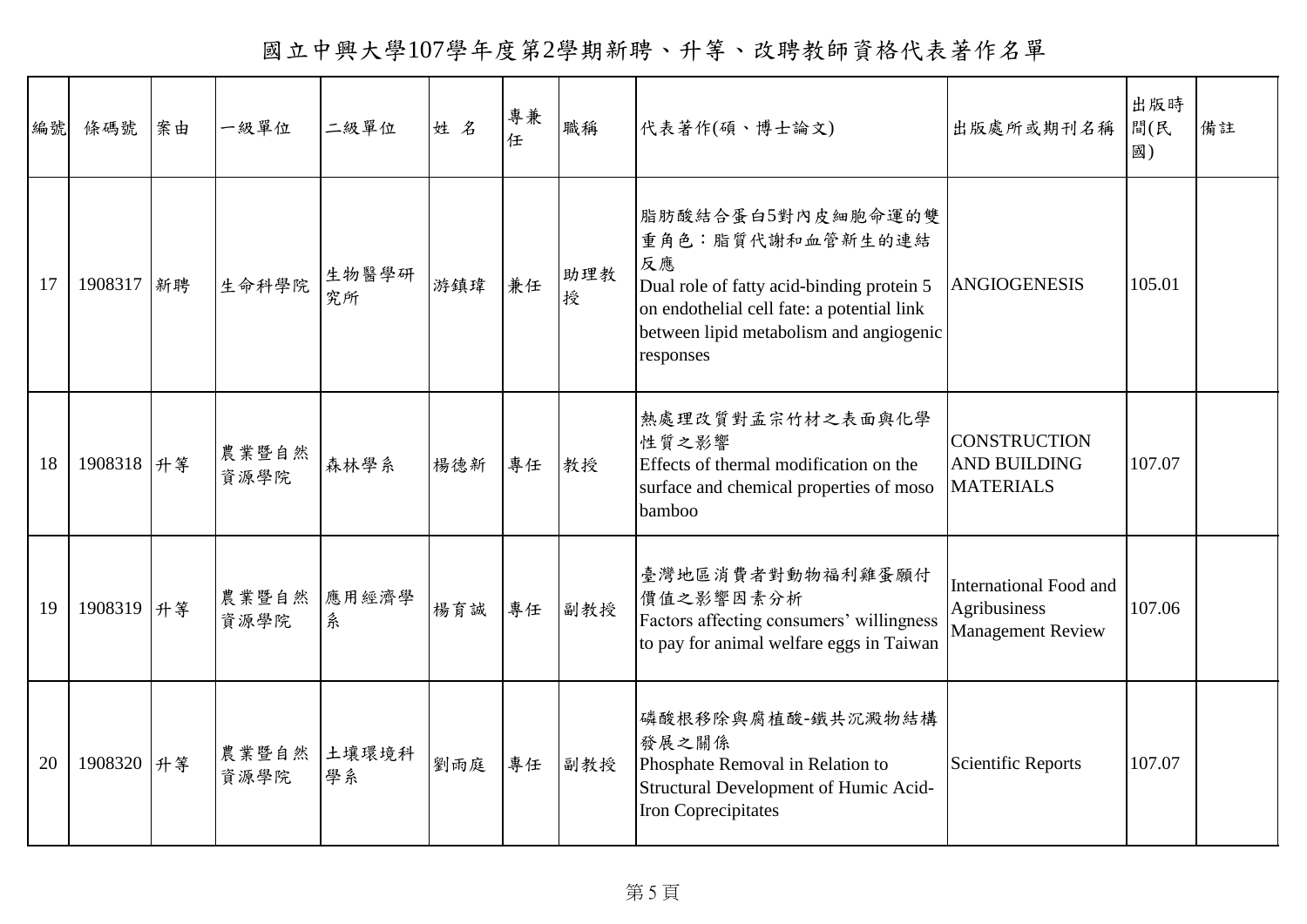# 國立中興大學107學年度第2學期新聘、升等、改聘教師資格代表著作名單

| 編號 | 條碼號 | 案由 | 一級單位 | 二級單位 | 姓 名 | 專兼任 | 職稱 | 代表著作(碩、博士論文) | 出版處所或期刊名稱 | 出版時間(民國) | 備註 |
|---|---|---|---|---|---|---|---|---|---|---|---|
| 17 | 1908317 | 新聘 | 生命科學院 | 生物醫學研究所 | 游鎮瑋 | 兼任 | 助理教授 | 脂肪酸結合蛋白5對內皮細胞命運的雙重角色：脂質代謝和血管新生的連結反應<br>Dual role of fatty acid-binding protein 5 on endothelial cell fate: a potential link between lipid metabolism and angiogenic responses | ANGIOGENESIS | 105.01 | |
| 18 | 1908318 | 升等 | 農業暨自然資源學院 | 森林學系 | 楊德新 | 專任 | 教授 | 熱處理改質對孟宗竹材之表面與化學性質之影響<br>Effects of thermal modification on the surface and chemical properties of moso bamboo | CONSTRUCTION AND BUILDING MATERIALS | 107.07 | |
| 19 | 1908319 | 升等 | 農業暨自然資源學院 | 應用經濟學系 | 楊育誠 | 專任 | 副教授 | 臺灣地區消費者對動物福利雞蛋願付價值之影響因素分析<br>Factors affecting consumers' willingness to pay for animal welfare eggs in Taiwan | International Food and Agribusiness Management Review | 107.06 | |
| 20 | 1908320 | 升等 | 農業暨自然資源學院 | 土壤環境科學系 | 劉雨庭 | 專任 | 副教授 | 磷酸根移除與腐植酸-鐵共沉澱物結構發展之關係<br>Phosphate Removal in Relation to Structural Development of Humic Acid-Iron Coprecipitates | Scientific Reports | 107.07 | |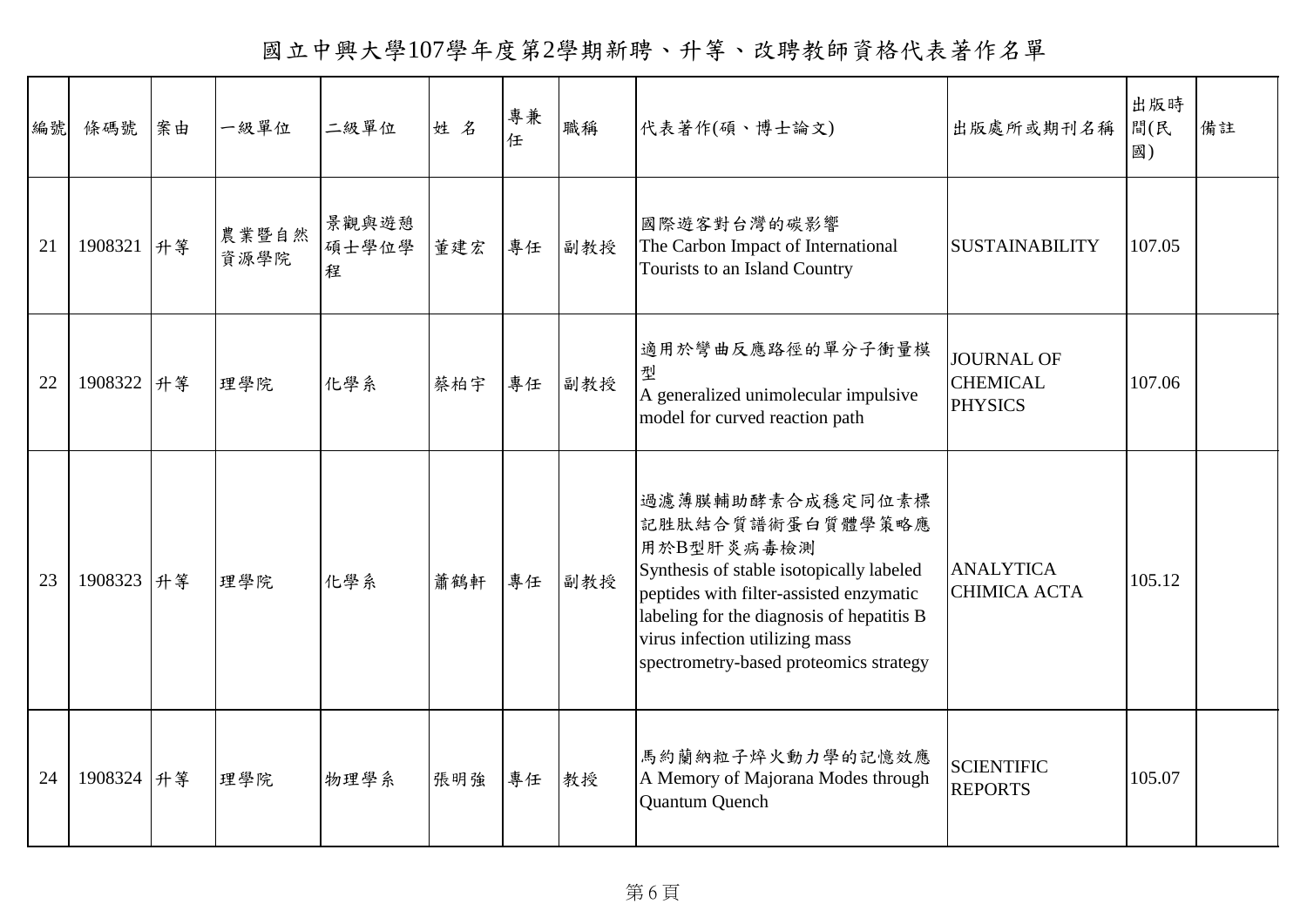# 國立中興大學107學年度第2學期新聘、升等、改聘教師資格代表著作名單

| 編號 | 條碼號 | 案由 | 一級單位 | 二級單位 | 姓 名 | 專兼任 | 職稱 | 代表著作(碩、博士論文) | 出版處所或期刊名稱 | 出版時間(民國) | 備註 |
|---|---|---|---|---|---|---|---|---|---|---|---|
| 21 | 1908321 | 升等 | 農業暨自然資源學院 | 景觀與遊憩碩士學位學程 | 董建宏 | 專任 | 副教授 | 國際遊客對台灣的碳影響<br>The Carbon Impact of International Tourists to an Island Country | SUSTAINABILITY | 107.05 | |
| 22 | 1908322 | 升等 | 理學院 | 化學系 | 蔡柏宇 | 專任 | 副教授 | 適用於彎曲反應路徑的單分子衝量模型<br>A generalized unimolecular impulsive model for curved reaction path | JOURNAL OF CHEMICAL PHYSICS | 107.06 | |
| 23 | 1908323 | 升等 | 理學院 | 化學系 | 蕭鶴軒 | 專任 | 副教授 | 過濾薄膜輔助酵素合成穩定同位素標記胜肽結合質譜術蛋白質體學策略應用於B型肝炎病毒檢測<br>Synthesis of stable isotopically labeled peptides with filter-assisted enzymatic labeling for the diagnosis of hepatitis B virus infection utilizing mass spectrometry-based proteomics strategy | ANALYTICA CHIMICA ACTA | 105.12 | |
| 24 | 1908324 | 升等 | 理學院 | 物理學系 | 張明強 | 專任 | 教授 | 馬約蘭納粒子焠火動力學的記憶效應<br>A Memory of Majorana Modes through Quantum Quench | SCIENTIFIC REPORTS | 105.07 | |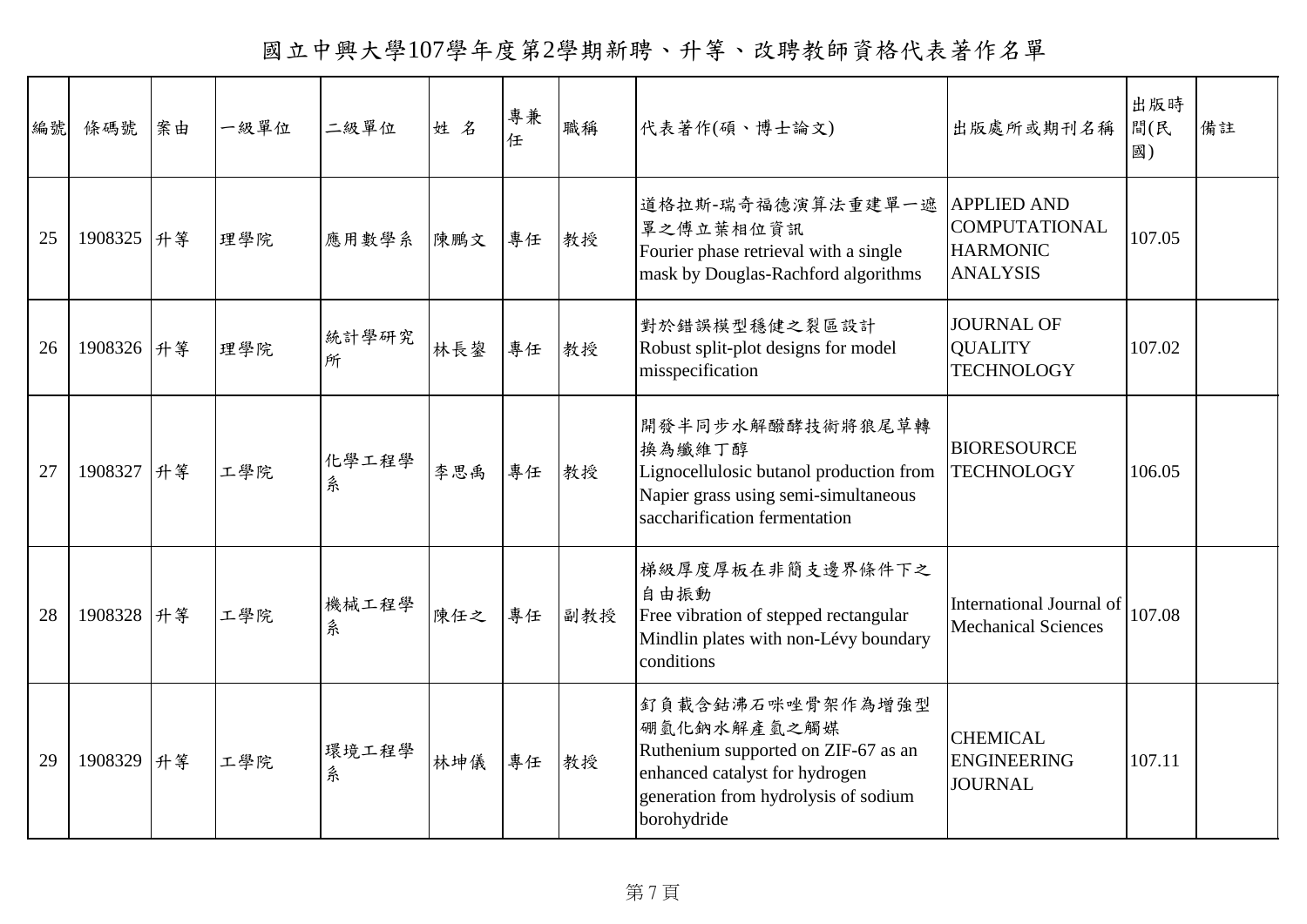# 國立中興大學107學年度第2學期新聘、升等、改聘教師資格代表著作名單

| 編號 | 條碼號 | 案由 | 一級單位 | 二級單位 | 姓 名 | 專兼任 | 職稱 | 代表著作(碩、博士論文) | 出版處所或期刊名稱 | 出版時間(民國) | 備註 |
|---|---|---|---|---|---|---|---|---|---|---|---|
| 25 | 1908325 | 升等 | 理學院 | 應用數學系 | 陳鵬文 | 專任 | 教授 | 道格拉斯-瑞奇福德演算法重建單一遮罩之傅立葉相位資訊 Fourier phase retrieval with a single mask by Douglas-Rachford algorithms | APPLIED AND COMPUTATIONAL HARMONIC ANALYSIS | 107.05 | |
| 26 | 1908326 | 升等 | 理學院 | 統計學研究所 | 林長鋆 | 專任 | 教授 | 對於錯誤模型穩健之裂區設計 Robust split-plot designs for model misspecification | JOURNAL OF QUALITY TECHNOLOGY | 107.02 | |
| 27 | 1908327 | 升等 | 工學院 | 化學工程學系 | 李思禹 | 專任 | 教授 | 開發半同步水解醱酵技術將狼尾草轉換為纖維丁醇 Lignocellulosic butanol production from Napier grass using semi-simultaneous saccharification fermentation | BIORESOURCE TECHNOLOGY | 106.05 | |
| 28 | 1908328 | 升等 | 工學院 | 機械工程學系 | 陳任之 | 專任 | 副教授 | 梯級厚度厚板在非簡支邊界條件下之自由振動 Free vibration of stepped rectangular Mindlin plates with non-Lévy boundary conditions | International Journal of Mechanical Sciences | 107.08 | |
| 29 | 1908329 | 升等 | 工學院 | 環境工程學系 | 林坤儀 | 專任 | 教授 | 釕負載含鈷沸石咪唑骨架作為增強型硼氫化鈉水解產氫之觸媒 Ruthenium supported on ZIF-67 as an enhanced catalyst for hydrogen generation from hydrolysis of sodium borohydride | CHEMICAL ENGINEERING JOURNAL | 107.11 | |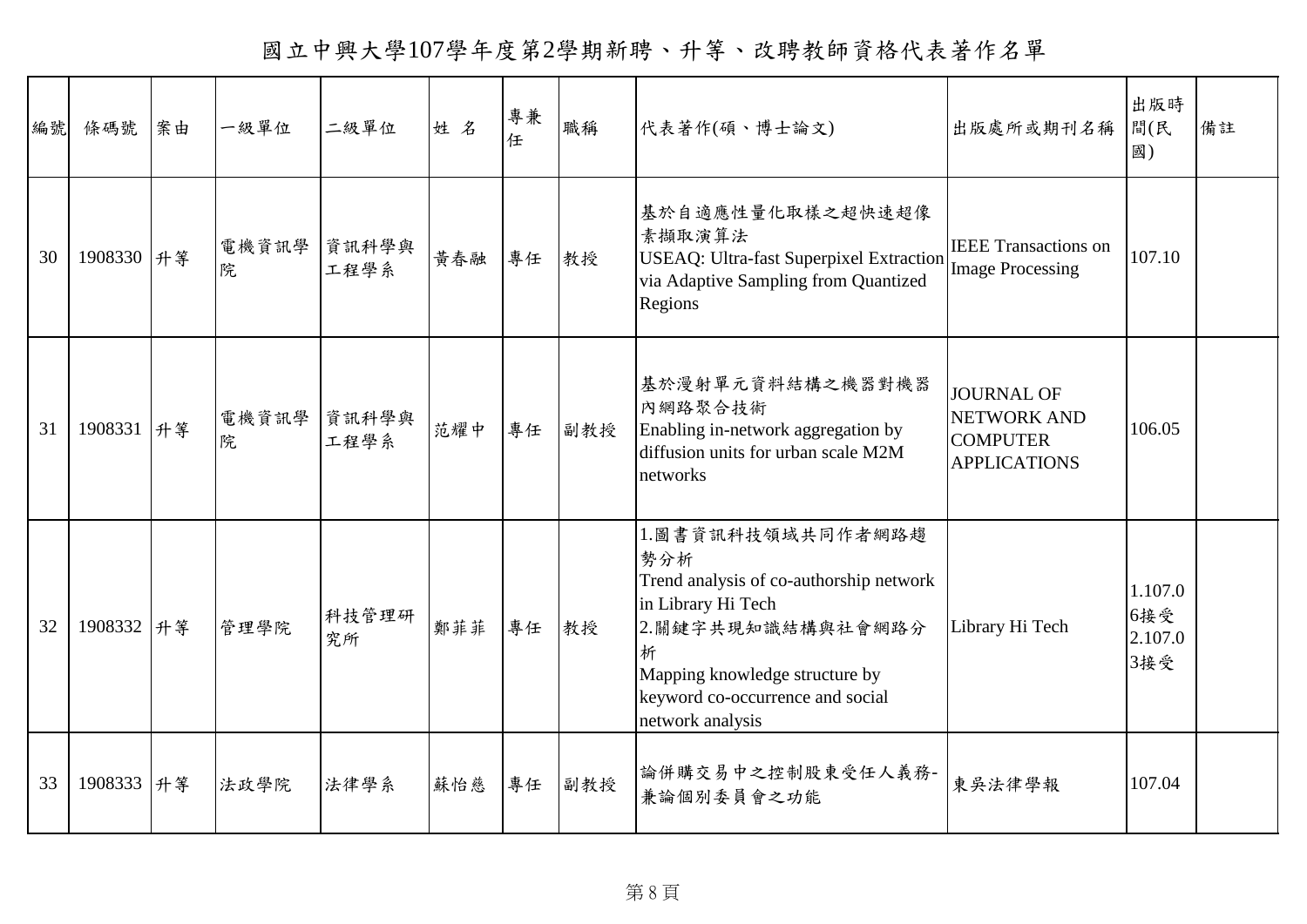# 國立中興大學107學年度第2學期新聘、升等、改聘教師資格代表著作名單

| 編號 | 條碼號 | 案由 | 一級單位 | 二級單位 | 姓 名 | 專兼任 | 職稱 | 代表著作(碩、博士論文) | 出版處所或期刊名稱 | 出版時間(民國) | 備註 |
|---|---|---|---|---|---|---|---|---|---|---|---|
| 30 | 1908330 | 升等 | 電機資訊學院 | 資訊科學與工程學系 | 黃春融 | 專任 | 教授 | 基於自適應性量化取樣之超快速超像素擷取演算法<br>USEAQ: Ultra-fast Superpixel Extraction via Adaptive Sampling from Quantized Regions | IEEE Transactions on Image Processing | 107.10 | |
| 31 | 1908331 | 升等 | 電機資訊學院 | 資訊科學與工程學系 | 范耀中 | 專任 | 副教授 | 基於漫射單元資料結構之機器對機器內網路聚合技術<br>Enabling in-network aggregation by diffusion units for urban scale M2M networks | JOURNAL OF NETWORK AND COMPUTER APPLICATIONS | 106.05 | |
| 32 | 1908332 | 升等 | 管理學院 | 科技管理研究所 | 鄭菲菲 | 專任 | 教授 | 1.圖書資訊科技領域共同作者網路趨勢分析<br>Trend analysis of co-authorship network in Library Hi Tech<br>2.關鍵字共現知識結構與社會網路分析<br>Mapping knowledge structure by keyword co-occurrence and social network analysis | Library Hi Tech | 1.107.06接受<br>2.107.03接受 | |
| 33 | 1908333 | 升等 | 法政學院 | 法律學系 | 蘇怡慈 | 專任 | 副教授 | 論併購交易中之控制股東受任人義務-兼論個別委員會之功能 | 東吳法律學報 | 107.04 | |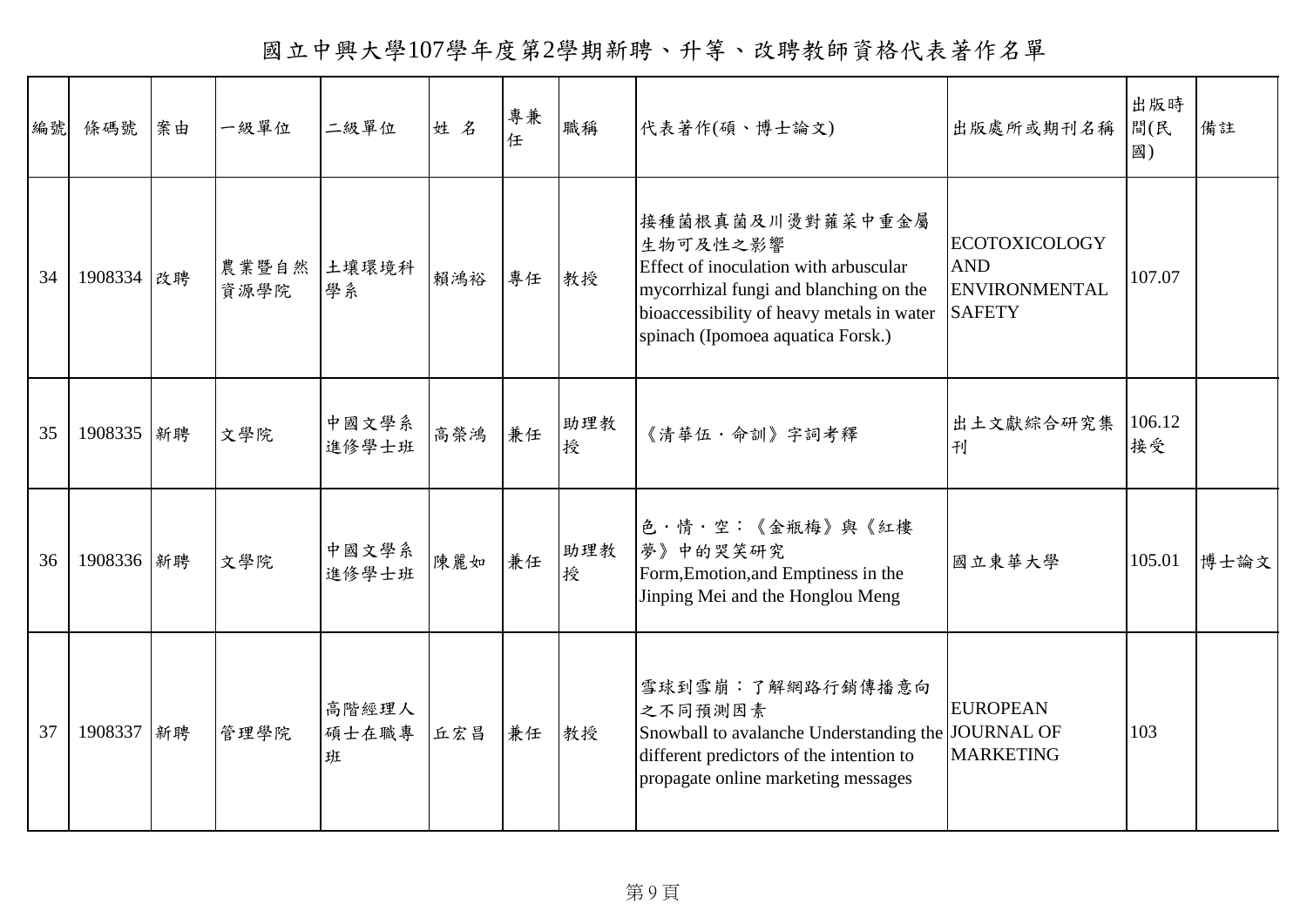# 國立中興大學107學年度第2學期新聘、升等、改聘教師資格代表著作名單

| 編號 | 條碼號 | 案由 | 一級單位 | 二級單位 | 姓 名 | 專兼任 | 職稱 | 代表著作(碩、博士論文) | 出版處所或期刊名稱 | 出版時間(民國) | 備註 |
|---|---|---|---|---|---|---|---|---|---|---|---|
| 34 | 1908334 | 改聘 | 農業暨自然資源學院 | 土壤環境科學系 | 賴鴻裕 | 專任 | 教授 | 接種菌根真菌及川燙對蕹菜中重金屬生物可及性之影響 Effect of inoculation with arbuscular mycorrhizal fungi and blanching on the bioaccessibility of heavy metals in water spinach (Ipomoea aquatica Forsk.) | ECOTOXICOLOGY AND ENVIRONMENTAL SAFETY | 107.07 | |
| 35 | 1908335 | 新聘 | 文學院 | 中國文學系進修學士班 | 高榮鴻 | 兼任 | 助理教授 | 《清華伍・命訓》字詞考釋 | 出土文獻綜合研究集刊 | 106.12接受 | |
| 36 | 1908336 | 新聘 | 文學院 | 中國文學系進修學士班 | 陳麗如 | 兼任 | 助理教授 | 色・情・空:《金瓶梅》與《紅樓夢》中的哭笑研究 Form,Emotion,and Emptiness in the Jinping Mei and the Honglou Meng | 國立東華大學 | 105.01 | 博士論文 |
| 37 | 1908337 | 新聘 | 管理學院 | 高階經理人碩士在職專班 | 丘宏昌 | 兼任 | 教授 | 雪球到雪崩:了解網路行銷傳播意向之不同預測因素 Snowball to avalanche Understanding the different predictors of the intention to propagate online marketing messages | EUROPEAN JOURNAL OF MARKETING | 103 | |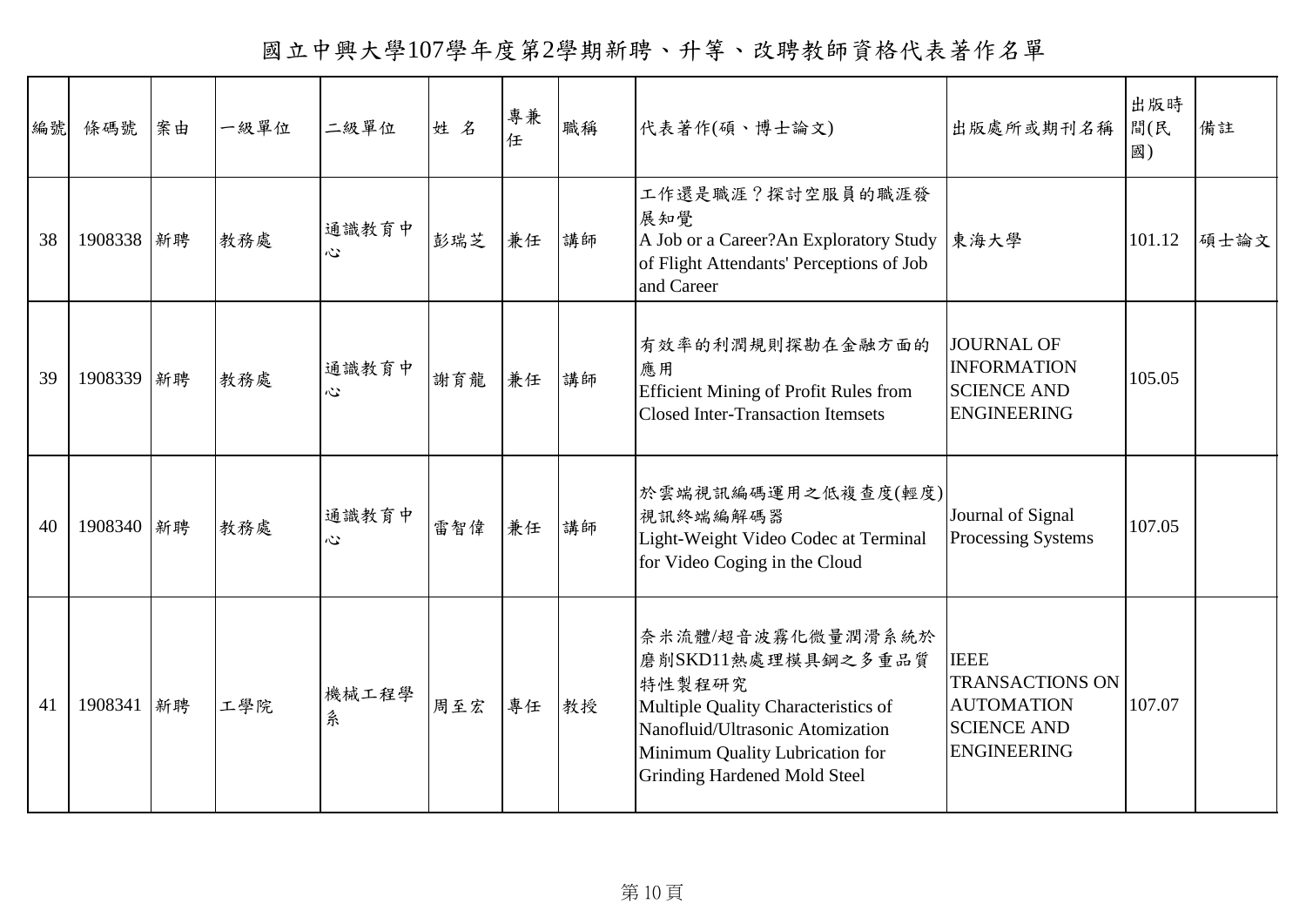# 國立中興大學107學年度第2學期新聘、升等、改聘教師資格代表著作名單

| 編號 | 條碼號 | 案由 | 一級單位 | 二級單位 | 姓 名 | 專兼任 | 職稱 | 代表著作(碩、博士論文) | 出版處所或期刊名稱 | 出版時間(民國) | 備註 |
|---|---|---|---|---|---|---|---|---|---|---|---|
| 38 | 1908338 | 新聘 | 教務處 | 通識教育中心 | 彭瑞芝 | 兼任 | 講師 | 工作還是職涯？探討空服員的職涯發展知覺<br>A Job or a Career?An Exploratory Study of Flight Attendants' Perceptions of Job and Career | 東海大學 | 101.12 | 碩士論文 |
| 39 | 1908339 | 新聘 | 教務處 | 通識教育中心 | 謝育龍 | 兼任 | 講師 | 有效率的利潤規則探勘在金融方面的應用<br>Efficient Mining of Profit Rules from Closed Inter-Transaction Itemsets | JOURNAL OF INFORMATION SCIENCE AND ENGINEERING | 105.05 | |
| 40 | 1908340 | 新聘 | 教務處 | 通識教育中心 | 雷智偉 | 兼任 | 講師 | 於雲端視訊編碼運用之低複查度(輕度)視訊終端編解碼器<br>Light-Weight Video Codec at Terminal for Video Coging in the Cloud | Journal of Signal Processing Systems | 107.05 | |
| 41 | 1908341 | 新聘 | 工學院 | 機械工程學系 | 周至宏 | 專任 | 教授 | 奈米流體/超音波霧化微量潤滑系統於磨削SKD11熱處理模具鋼之多重品質特性製程研究<br>Multiple Quality Characteristics of Nanofluid/Ultrasonic Atomization Minimum Quality Lubrication for Grinding Hardened Mold Steel | IEEE TRANSACTIONS ON AUTOMATION SCIENCE AND ENGINEERING | 107.07 | |